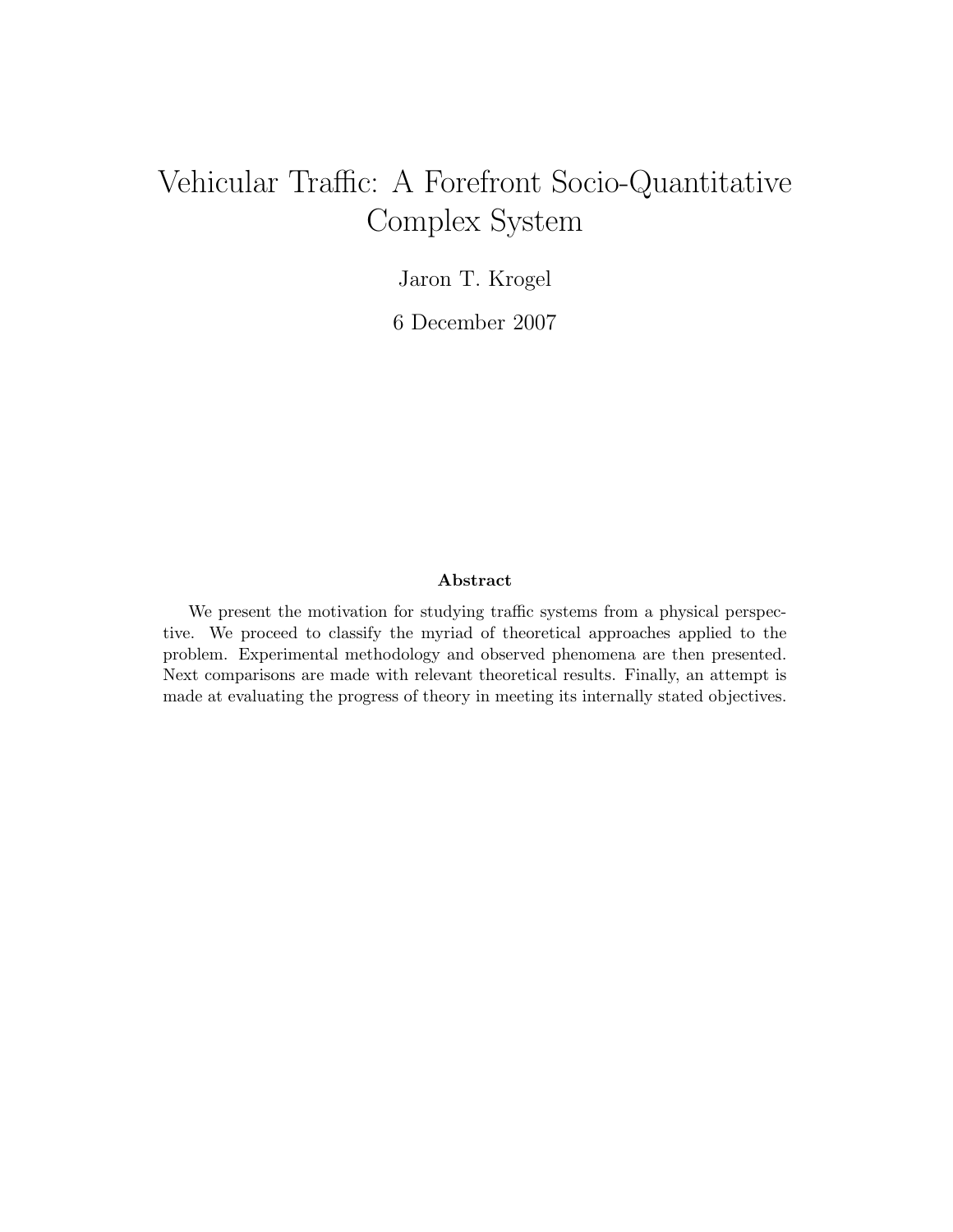# Vehicular Traffic: A Forefront Socio-Quantitative Complex System

Jaron T. Krogel

6 December 2007

### Abstract

We present the motivation for studying traffic systems from a physical perspective. We proceed to classify the myriad of theoretical approaches applied to the problem. Experimental methodology and observed phenomena are then presented. Next comparisons are made with relevant theoretical results. Finally, an attempt is made at evaluating the progress of theory in meeting its internally stated objectives.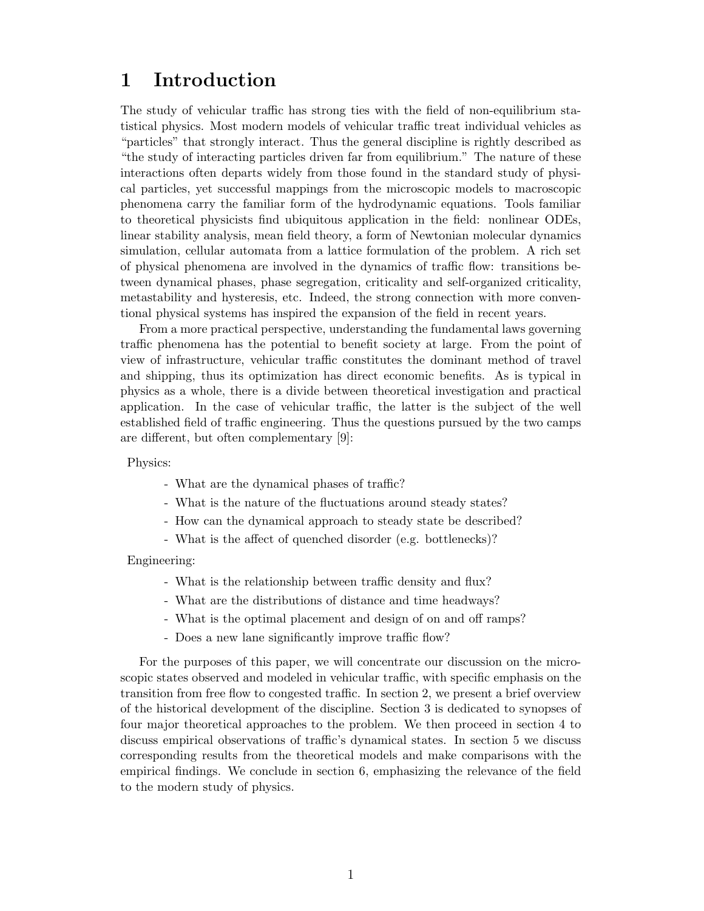# 1 Introduction

The study of vehicular traffic has strong ties with the field of non-equilibrium statistical physics. Most modern models of vehicular traffic treat individual vehicles as "particles" that strongly interact. Thus the general discipline is rightly described as "the study of interacting particles driven far from equilibrium." The nature of these interactions often departs widely from those found in the standard study of physical particles, yet successful mappings from the microscopic models to macroscopic phenomena carry the familiar form of the hydrodynamic equations. Tools familiar to theoretical physicists find ubiquitous application in the field: nonlinear ODEs, linear stability analysis, mean field theory, a form of Newtonian molecular dynamics simulation, cellular automata from a lattice formulation of the problem. A rich set of physical phenomena are involved in the dynamics of traffic flow: transitions between dynamical phases, phase segregation, criticality and self-organized criticality, metastability and hysteresis, etc. Indeed, the strong connection with more conventional physical systems has inspired the expansion of the field in recent years.

From a more practical perspective, understanding the fundamental laws governing traffic phenomena has the potential to benefit society at large. From the point of view of infrastructure, vehicular traffic constitutes the dominant method of travel and shipping, thus its optimization has direct economic benefits. As is typical in physics as a whole, there is a divide between theoretical investigation and practical application. In the case of vehicular traffic, the latter is the subject of the well established field of traffic engineering. Thus the questions pursued by the two camps are different, but often complementary [9]:

Physics:

- What are the dynamical phases of traffic?
- What is the nature of the fluctuations around steady states?
- How can the dynamical approach to steady state be described?
- What is the affect of quenched disorder (e.g. bottlenecks)?

Engineering:

- What is the relationship between traffic density and flux?
- What are the distributions of distance and time headways?
- What is the optimal placement and design of on and off ramps?
- Does a new lane significantly improve traffic flow?

For the purposes of this paper, we will concentrate our discussion on the microscopic states observed and modeled in vehicular traffic, with specific emphasis on the transition from free flow to congested traffic. In section 2, we present a brief overview of the historical development of the discipline. Section 3 is dedicated to synopses of four major theoretical approaches to the problem. We then proceed in section 4 to discuss empirical observations of traffic's dynamical states. In section 5 we discuss corresponding results from the theoretical models and make comparisons with the empirical findings. We conclude in section 6, emphasizing the relevance of the field to the modern study of physics.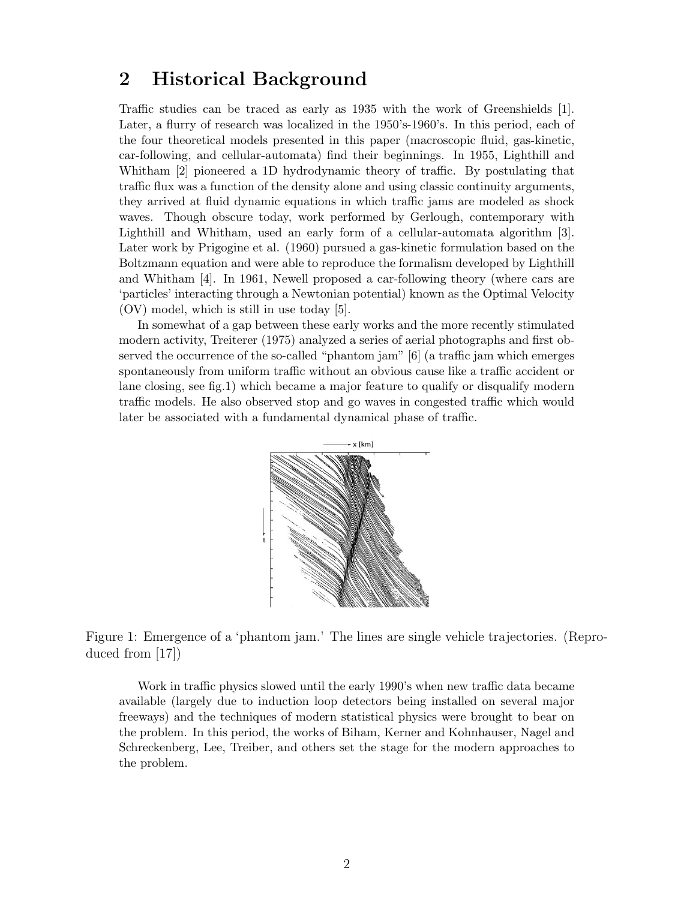## 2 Historical Background

Traffic studies can be traced as early as 1935 with the work of Greenshields [1]. Later, a flurry of research was localized in the 1950's-1960's. In this period, each of the four theoretical models presented in this paper (macroscopic fluid, gas-kinetic, car-following, and cellular-automata) find their beginnings. In 1955, Lighthill and Whitham [2] pioneered a 1D hydrodynamic theory of traffic. By postulating that traffic flux was a function of the density alone and using classic continuity arguments, they arrived at fluid dynamic equations in which traffic jams are modeled as shock waves. Though obscure today, work performed by Gerlough, contemporary with Lighthill and Whitham, used an early form of a cellular-automata algorithm [3]. Later work by Prigogine et al. (1960) pursued a gas-kinetic formulation based on the Boltzmann equation and were able to reproduce the formalism developed by Lighthill and Whitham [4]. In 1961, Newell proposed a car-following theory (where cars are 'particles' interacting through a Newtonian potential) known as the Optimal Velocity (OV) model, which is still in use today [5].

In somewhat of a gap between these early works and the more recently stimulated modern activity, Treiterer (1975) analyzed a series of aerial photographs and first observed the occurrence of the so-called "phantom jam" [6] (a traffic jam which emerges spontaneously from uniform traffic without an obvious cause like a traffic accident or lane closing, see fig.1) which became a major feature to qualify or disqualify modern traffic models. He also observed stop and go waves in congested traffic which would later be associated with a fundamental dynamical phase of traffic.

Figure 1: Emergence of a 'phantom jam.' The lines are single vehicle trajectories. (Reproduced from [17])

Work in traffic physics slowed until the early 1990's when new traffic data became available (largely due to induction loop detectors being installed on several major freeways) and the techniques of modern statistical physics were brought to bear on the problem. In this period, the works of Biham, Kerner and Kohnhauser, Nagel and Schreckenberg, Lee, Treiber, and others set the stage for the modern approaches to the problem.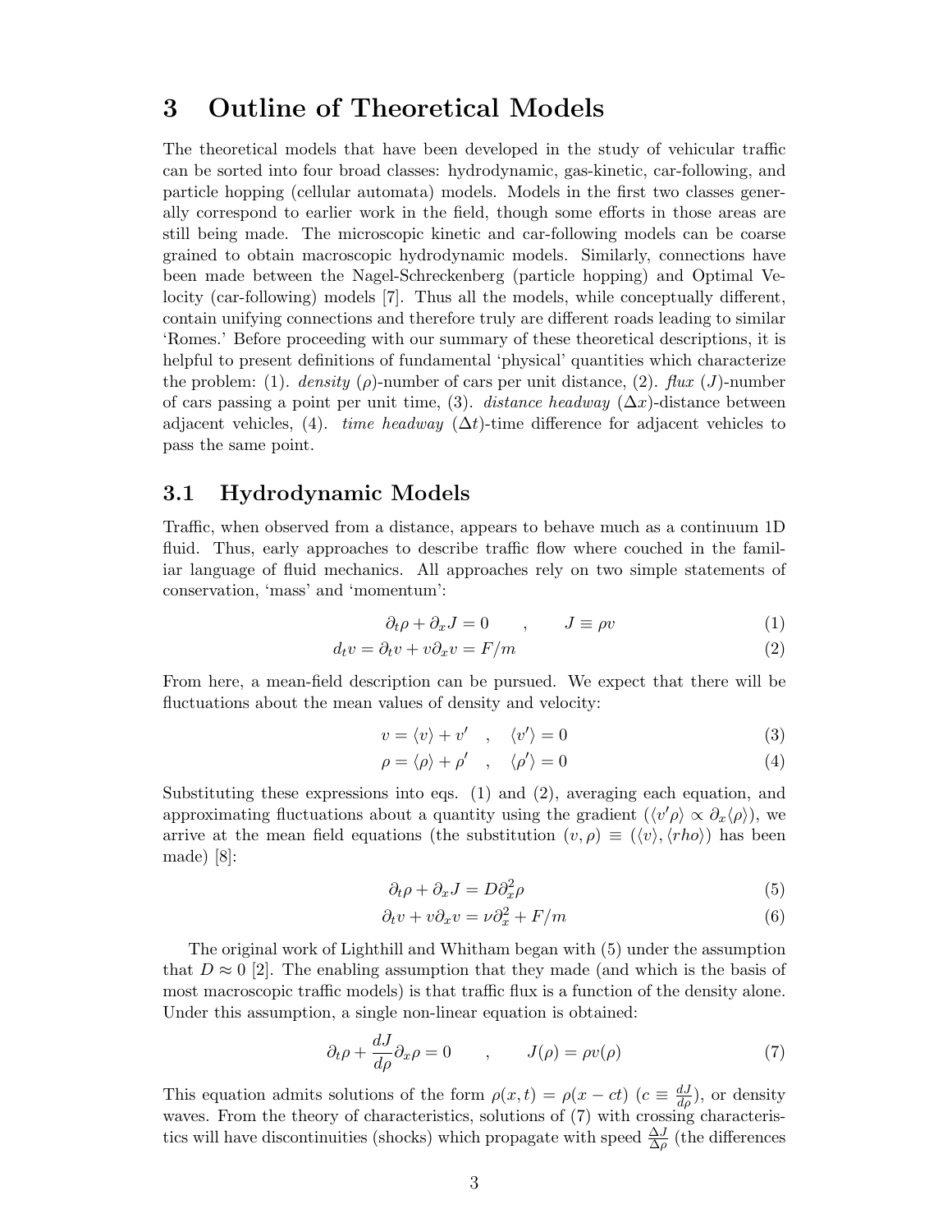# 3 Outline of Theoretical Models

The theoretical models that have been developed in the study of vehicular traffic can be sorted into four broad classes: hydrodynamic, gas-kinetic, car-following, and particle hopping (cellular automata) models. Models in the first two classes generally correspond to earlier work in the field, though some efforts in those areas are still being made. The microscopic kinetic and car-following models can be coarse grained to obtain macroscopic hydrodynamic models. Similarly, connections have been made between the Nagel-Schreckenberg (particle hopping) and Optimal Velocity (car-following) models [7]. Thus all the models, while conceptually different, contain unifying connections and therefore truly are different roads leading to similar 'Romes.' Before proceeding with our summary of these theoretical descriptions, it is helpful to present definitions of fundamental 'physical' quantities which characterize the problem: (1). *density* ($\rho$)-number of cars per unit distance, (2). *flux* ($J$)-number of cars passing a point per unit time, (3). *distance headway* ($\Delta x$)-distance between adjacent vehicles, (4). *time headway* ($\Delta t$)-time difference for adjacent vehicles to pass the same point.

## 3.1 Hydrodynamic Models

Traffic, when observed from a distance, appears to behave much as a continuum 1D fluid. Thus, early approaches to describe traffic flow where couched in the familiar language of fluid mechanics. All approaches rely on two simple statements of conservation, 'mass' and 'momentum':

$$\partial_t \rho + \partial_x J = 0 \qquad , \qquad J \equiv \rho v \tag{1}$$

$$d_t v = \partial_t v + v \partial_x v = F/m \tag{2}$$

From here, a mean-field description can be pursued. We expect that there will be fluctuations about the mean values of density and velocity:

$$v = \langle v \rangle + v' \quad , \quad \langle v' \rangle = 0 \tag{3}$$

$$\rho = \langle \rho \rangle + \rho' \quad , \quad \langle \rho' \rangle = 0 \tag{4}$$

Substituting these expressions into eqs. (1) and (2), averaging each equation, and approximating fluctuations about a quantity using the gradient ($\langle v' \rho \rangle \propto \partial_x \langle \rho \rangle$), we arrive at the mean field equations (the substitution $(v, \rho) \equiv (\langle v \rangle, \langle rho \rangle)$ has been made) [8]:

$$\partial_t \rho + \partial_x J = D \partial_x^2 \rho \tag{5}$$

$$\partial_t v + v \partial_x v = \nu \partial_x^2 + F/m \tag{6}$$

The original work of Lighthill and Whitham began with (5) under the assumption that $D \approx 0$ [2]. The enabling assumption that they made (and which is the basis of most macroscopic traffic models) is that traffic flux is a function of the density alone. Under this assumption, a single non-linear equation is obtained:

$$\partial_t \rho + \frac{dJ}{d\rho} \partial_x \rho = 0 \qquad , \qquad J(\rho) = \rho v(\rho) \tag{7}$$

This equation admits solutions of the form $\rho(x,t) = \rho(x - ct)$ ($c \equiv \frac{dJ}{d\rho}$), or density waves. From the theory of characteristics, solutions of (7) with crossing characteristics will have discontinuities (shocks) which propagate with speed $\frac{\Delta J}{\Delta \rho}$ (the differences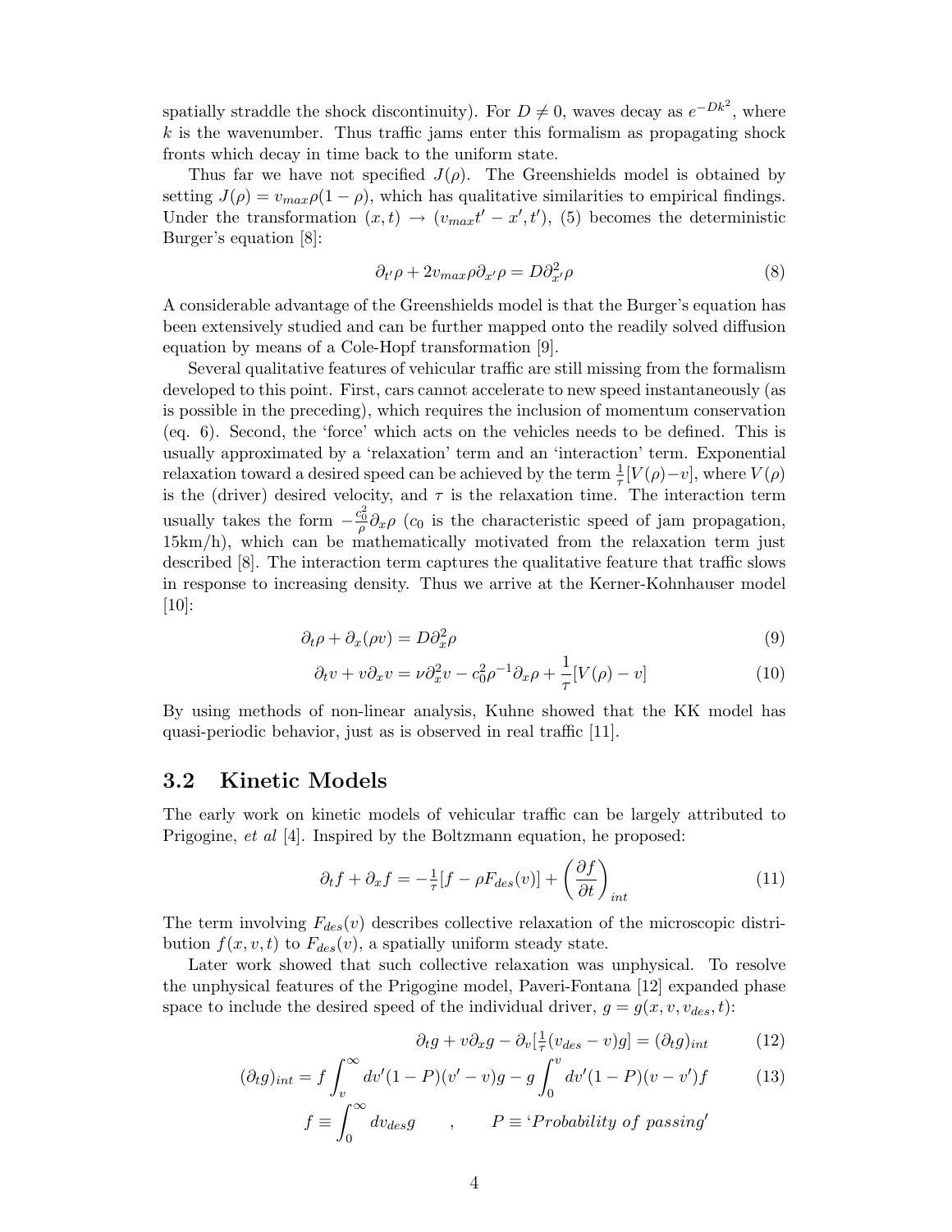spatially straddle the shock discontinuity). For $D \neq 0$, waves decay as $e^{-Dk^2}$, where $k$ is the wavenumber. Thus traffic jams enter this formalism as propagating shock fronts which decay in time back to the uniform state.

Thus far we have not specified $J(\rho)$. The Greenshields model is obtained by setting $J(\rho) = v_{max}\rho(1-\rho)$, which has qualitative similarities to empirical findings. Under the transformation $(x,t) \to (v_{max}t' - x', t')$, (5) becomes the deterministic Burger's equation [8]:

$$\partial_{t'}\rho + 2v_{max}\rho\partial_{x'}\rho = D\partial^2_{x'}\rho \tag{8}$$

A considerable advantage of the Greenshields model is that the Burger's equation has been extensively studied and can be further mapped onto the readily solved diffusion equation by means of a Cole-Hopf transformation [9].

Several qualitative features of vehicular traffic are still missing from the formalism developed to this point. First, cars cannot accelerate to new speed instantaneously (as is possible in the preceding), which requires the inclusion of momentum conservation (eq. 6). Second, the 'force' which acts on the vehicles needs to be defined. This is usually approximated by a 'relaxation' term and an 'interaction' term. Exponential relaxation toward a desired speed can be achieved by the term $\frac{1}{\tau}[V(\rho)-v]$, where $V(\rho)$ is the (driver) desired velocity, and $\tau$ is the relaxation time. The interaction term usually takes the form $-\frac{c_0^2}{\rho}\partial_x\rho$ ($c_0$ is the characteristic speed of jam propagation, 15km/h), which can be mathematically motivated from the relaxation term just described [8]. The interaction term captures the qualitative feature that traffic slows in response to increasing density. Thus we arrive at the Kerner-Kohnhauser model [10]:

$$\partial_t\rho + \partial_x(\rho v) = D\partial^2_x\rho \tag{9}$$

$$\partial_t v + v\partial_x v = \nu\partial^2_x v - c_0^2\rho^{-1}\partial_x\rho + \frac{1}{\tau}[V(\rho) - v] \tag{10}$$

By using methods of non-linear analysis, Kuhne showed that the KK model has quasi-periodic behavior, just as is observed in real traffic [11].

## 3.2 Kinetic Models

The early work on kinetic models of vehicular traffic can be largely attributed to Prigogine, *et al* [4]. Inspired by the Boltzmann equation, he proposed:

$$\partial_t f + \partial_x f = -\tfrac{1}{\tau}[f - \rho F_{des}(v)] + \left(\frac{\partial f}{\partial t}\right)_{int} \tag{11}$$

The term involving $F_{des}(v)$ describes collective relaxation of the microscopic distribution $f(x,v,t)$ to $F_{des}(v)$, a spatially uniform steady state.

Later work showed that such collective relaxation was unphysical. To resolve the unphysical features of the Prigogine model, Paveri-Fontana [12] expanded phase space to include the desired speed of the individual driver, $g = g(x, v, v_{des}, t)$:

$$\partial_t g + v\partial_x g - \partial_v[\tfrac{1}{\tau}(v_{des} - v)g] = (\partial_t g)_{int} \tag{12}$$

$$(\partial_t g)_{int} = f\int_v^\infty dv'(1-P)(v'-v)g - g\int_0^v dv'(1-P)(v-v')f \tag{13}$$

$$f \equiv \int_0^\infty dv_{des} g \qquad , \qquad P \equiv \text{'}Probability\ of\ passing\text{'}$$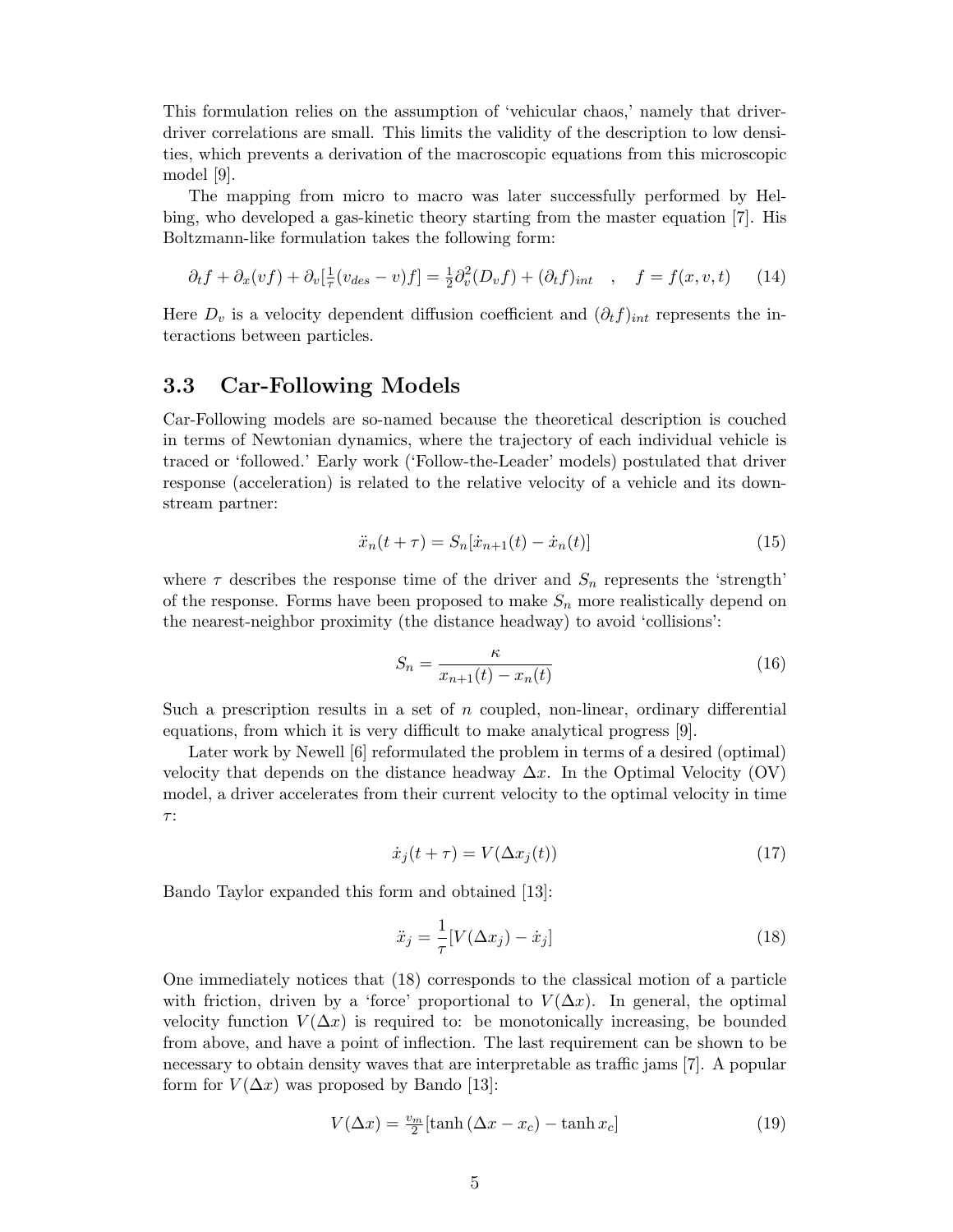This formulation relies on the assumption of 'vehicular chaos,' namely that driver-driver correlations are small. This limits the validity of the description to low densities, which prevents a derivation of the macroscopic equations from this microscopic model [9].

The mapping from micro to macro was later successfully performed by Helbing, who developed a gas-kinetic theory starting from the master equation [7]. His Boltzmann-like formulation takes the following form:

$$\partial_t f + \partial_x(vf) + \partial_v[\tfrac{1}{\tau}(v_{des} - v)f] = \tfrac{1}{2}\partial_v^2(D_v f) + (\partial_t f)_{int} \quad , \quad f = f(x,v,t) \tag{14}$$

Here $D_v$ is a velocity dependent diffusion coefficient and $(\partial_t f)_{int}$ represents the interactions between particles.

### 3.3 Car-Following Models

Car-Following models are so-named because the theoretical description is couched in terms of Newtonian dynamics, where the trajectory of each individual vehicle is traced or 'followed.' Early work ('Follow-the-Leader' models) postulated that driver response (acceleration) is related to the relative velocity of a vehicle and its downstream partner:

$$\ddot{x}_n(t+\tau) = S_n[\dot{x}_{n+1}(t) - \dot{x}_n(t)] \tag{15}$$

where $\tau$ describes the response time of the driver and $S_n$ represents the 'strength' of the response. Forms have been proposed to make $S_n$ more realistically depend on the nearest-neighbor proximity (the distance headway) to avoid 'collisions':

$$S_n = \frac{\kappa}{x_{n+1}(t) - x_n(t)} \tag{16}$$

Such a prescription results in a set of $n$ coupled, non-linear, ordinary differential equations, from which it is very difficult to make analytical progress [9].

Later work by Newell [6] reformulated the problem in terms of a desired (optimal) velocity that depends on the distance headway $\Delta x$. In the Optimal Velocity (OV) model, a driver accelerates from their current velocity to the optimal velocity in time $\tau$:

$$\dot{x}_j(t+\tau) = V(\Delta x_j(t)) \tag{17}$$

Bando Taylor expanded this form and obtained [13]:

$$\ddot{x}_j = \frac{1}{\tau}[V(\Delta x_j) - \dot{x}_j] \tag{18}$$

One immediately notices that (18) corresponds to the classical motion of a particle with friction, driven by a 'force' proportional to $V(\Delta x)$. In general, the optimal velocity function $V(\Delta x)$ is required to: be monotonically increasing, be bounded from above, and have a point of inflection. The last requirement can be shown to be necessary to obtain density waves that are interpretable as traffic jams [7]. A popular form for $V(\Delta x)$ was proposed by Bando [13]:

$$V(\Delta x) = \tfrac{v_m}{2}[\tanh(\Delta x - x_c) - \tanh x_c] \tag{19}$$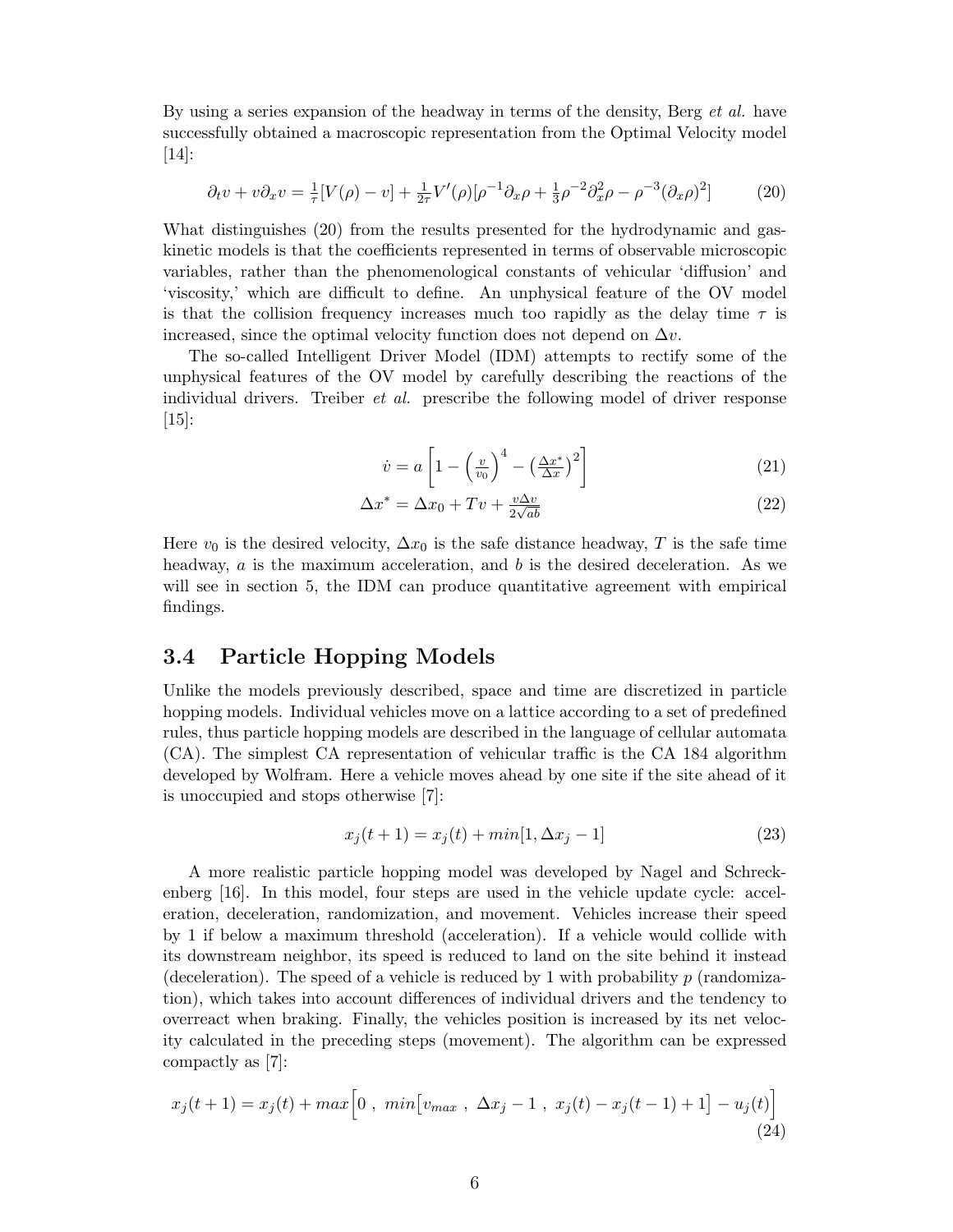By using a series expansion of the headway in terms of the density, Berg *et al.* have successfully obtained a macroscopic representation from the Optimal Velocity model [14]:

$$\partial_t v + v\partial_x v = \tfrac{1}{\tau}[V(\rho) - v] + \tfrac{1}{2\tau}V'(\rho)[\rho^{-1}\partial_x\rho + \tfrac{1}{3}\rho^{-2}\partial_x^2\rho - \rho^{-3}(\partial_x\rho)^2] \tag{20}$$

What distinguishes (20) from the results presented for the hydrodynamic and gas-kinetic models is that the coefficients represented in terms of observable microscopic variables, rather than the phenomenological constants of vehicular 'diffusion' and 'viscosity,' which are difficult to define. An unphysical feature of the OV model is that the collision frequency increases much too rapidly as the delay time $\tau$ is increased, since the optimal velocity function does not depend on $\Delta v$.

The so-called Intelligent Driver Model (IDM) attempts to rectify some of the unphysical features of the OV model by carefully describing the reactions of the individual drivers. Treiber *et al.* prescribe the following model of driver response [15]:

$$\dot{v} = a\left[1 - \left(\tfrac{v}{v_0}\right)^4 - \left(\tfrac{\Delta x^*}{\Delta x}\right)^2\right] \tag{21}$$

$$\Delta x^* = \Delta x_0 + Tv + \tfrac{v\Delta v}{2\sqrt{ab}} \tag{22}$$

Here $v_0$ is the desired velocity, $\Delta x_0$ is the safe distance headway, $T$ is the safe time headway, $a$ is the maximum acceleration, and $b$ is the desired deceleration. As we will see in section 5, the IDM can produce quantitative agreement with empirical findings.

### 3.4 Particle Hopping Models

Unlike the models previously described, space and time are discretized in particle hopping models. Individual vehicles move on a lattice according to a set of predefined rules, thus particle hopping models are described in the language of cellular automata (CA). The simplest CA representation of vehicular traffic is the CA 184 algorithm developed by Wolfram. Here a vehicle moves ahead by one site if the site ahead of it is unoccupied and stops otherwise [7]:

$$x_j(t+1) = x_j(t) + min[1, \Delta x_j - 1] \tag{23}$$

A more realistic particle hopping model was developed by Nagel and Schreckenberg [16]. In this model, four steps are used in the vehicle update cycle: acceleration, deceleration, randomization, and movement. Vehicles increase their speed by 1 if below a maximum threshold (acceleration). If a vehicle would collide with its downstream neighbor, its speed is reduced to land on the site behind it instead (deceleration). The speed of a vehicle is reduced by 1 with probability $p$ (randomization), which takes into account differences of individual drivers and the tendency to overreact when braking. Finally, the vehicles position is increased by its net velocity calculated in the preceding steps (movement). The algorithm can be expressed compactly as [7]:

$$x_j(t+1) = x_j(t) + max\Big[0\ ,\ min\big[v_{max}\ ,\ \Delta x_j - 1\ ,\ x_j(t) - x_j(t-1) + 1\big] - u_j(t)\Big] \tag{24}$$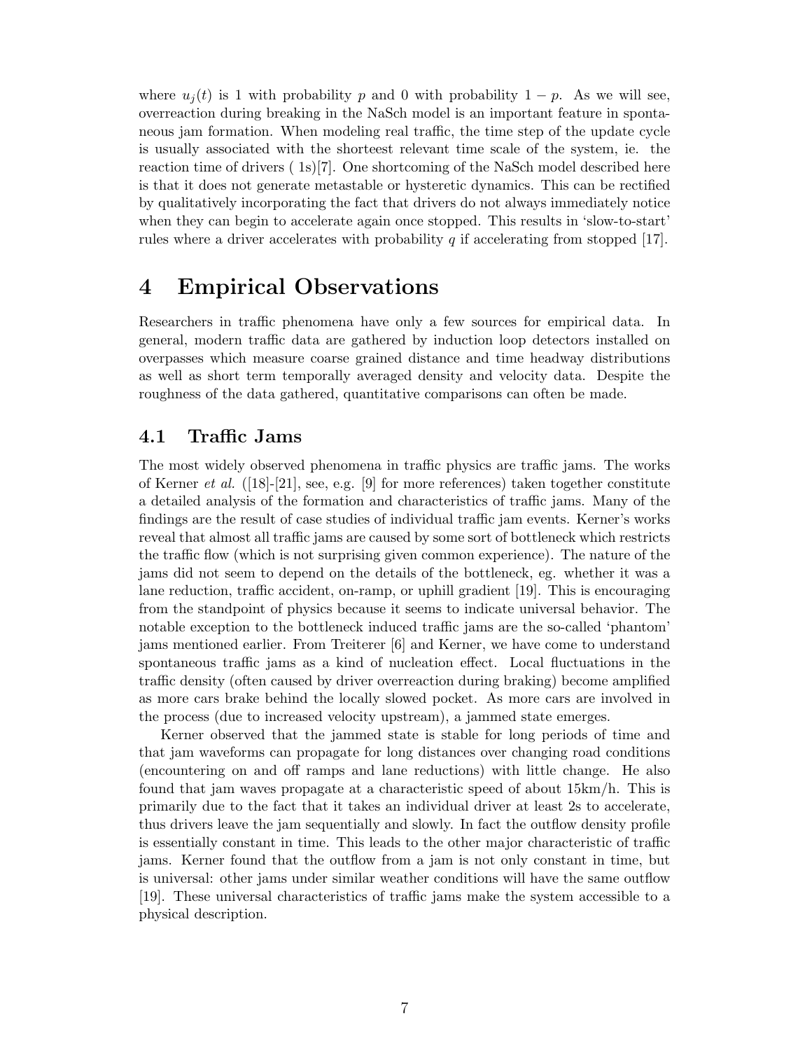where $u_j(t)$ is 1 with probability $p$ and 0 with probability $1 - p$. As we will see, overreaction during breaking in the NaSch model is an important feature in spontaneous jam formation. When modeling real traffic, the time step of the update cycle is usually associated with the shorteest relevant time scale of the system, ie. the reaction time of drivers ( 1s)[7]. One shortcoming of the NaSch model described here is that it does not generate metastable or hysteretic dynamics. This can be rectified by qualitatively incorporating the fact that drivers do not always immediately notice when they can begin to accelerate again once stopped. This results in 'slow-to-start' rules where a driver accelerates with probability $q$ if accelerating from stopped [17].

# 4 Empirical Observations

Researchers in traffic phenomena have only a few sources for empirical data. In general, modern traffic data are gathered by induction loop detectors installed on overpasses which measure coarse grained distance and time headway distributions as well as short term temporally averaged density and velocity data. Despite the roughness of the data gathered, quantitative comparisons can often be made.

## 4.1 Traffic Jams

The most widely observed phenomena in traffic physics are traffic jams. The works of Kerner *et al.* ([18]-[21], see, e.g. [9] for more references) taken together constitute a detailed analysis of the formation and characteristics of traffic jams. Many of the findings are the result of case studies of individual traffic jam events. Kerner's works reveal that almost all traffic jams are caused by some sort of bottleneck which restricts the traffic flow (which is not surprising given common experience). The nature of the jams did not seem to depend on the details of the bottleneck, eg. whether it was a lane reduction, traffic accident, on-ramp, or uphill gradient [19]. This is encouraging from the standpoint of physics because it seems to indicate universal behavior. The notable exception to the bottleneck induced traffic jams are the so-called 'phantom' jams mentioned earlier. From Treiterer [6] and Kerner, we have come to understand spontaneous traffic jams as a kind of nucleation effect. Local fluctuations in the traffic density (often caused by driver overreaction during braking) become amplified as more cars brake behind the locally slowed pocket. As more cars are involved in the process (due to increased velocity upstream), a jammed state emerges.

Kerner observed that the jammed state is stable for long periods of time and that jam waveforms can propagate for long distances over changing road conditions (encountering on and off ramps and lane reductions) with little change. He also found that jam waves propagate at a characteristic speed of about 15km/h. This is primarily due to the fact that it takes an individual driver at least 2s to accelerate, thus drivers leave the jam sequentially and slowly. In fact the outflow density profile is essentially constant in time. This leads to the other major characteristic of traffic jams. Kerner found that the outflow from a jam is not only constant in time, but is universal: other jams under similar weather conditions will have the same outflow [19]. These universal characteristics of traffic jams make the system accessible to a physical description.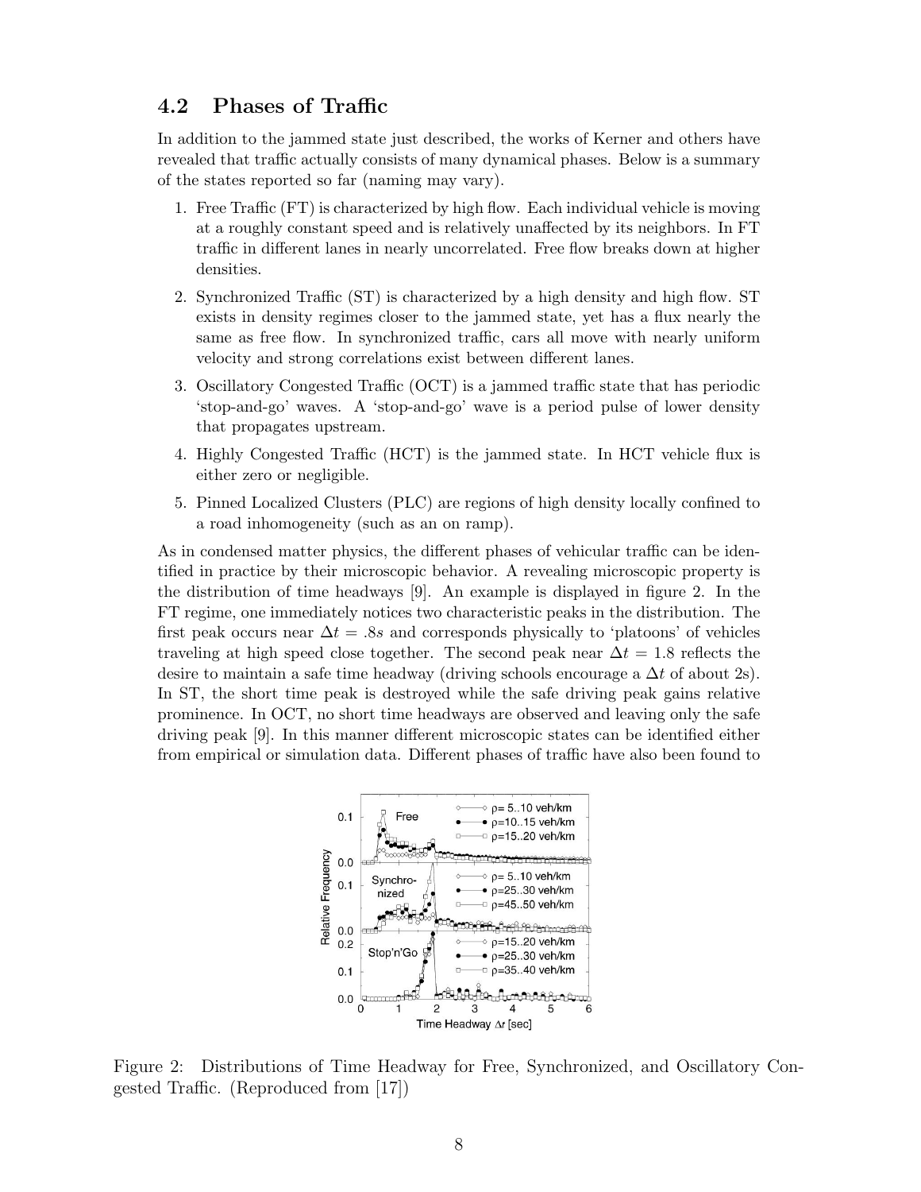## 4.2 Phases of Traffic

In addition to the jammed state just described, the works of Kerner and others have revealed that traffic actually consists of many dynamical phases. Below is a summary of the states reported so far (naming may vary).

1. Free Traffic (FT) is characterized by high flow. Each individual vehicle is moving at a roughly constant speed and is relatively unaffected by its neighbors. In FT traffic in different lanes in nearly uncorrelated. Free flow breaks down at higher densities.
2. Synchronized Traffic (ST) is characterized by a high density and high flow. ST exists in density regimes closer to the jammed state, yet has a flux nearly the same as free flow. In synchronized traffic, cars all move with nearly uniform velocity and strong correlations exist between different lanes.
3. Oscillatory Congested Traffic (OCT) is a jammed traffic state that has periodic 'stop-and-go' waves. A 'stop-and-go' wave is a period pulse of lower density that propagates upstream.
4. Highly Congested Traffic (HCT) is the jammed state. In HCT vehicle flux is either zero or negligible.
5. Pinned Localized Clusters (PLC) are regions of high density locally confined to a road inhomogeneity (such as an on ramp).

As in condensed matter physics, the different phases of vehicular traffic can be identified in practice by their microscopic behavior. A revealing microscopic property is the distribution of time headways [9]. An example is displayed in figure 2. In the FT regime, one immediately notices two characteristic peaks in the distribution. The first peak occurs near $\Delta t = .8s$ and corresponds physically to 'platoons' of vehicles traveling at high speed close together. The second peak near $\Delta t = 1.8$ reflects the desire to maintain a safe time headway (driving schools encourage a $\Delta t$ of about 2s). In ST, the short time peak is destroyed while the safe driving peak gains relative prominence. In OCT, no short time headways are observed and leaving only the safe driving peak [9]. In this manner different microscopic states can be identified either from empirical or simulation data. Different phases of traffic have also been found to

Figure 2: Distributions of Time Headway for Free, Synchronized, and Oscillatory Congested Traffic. (Reproduced from [17])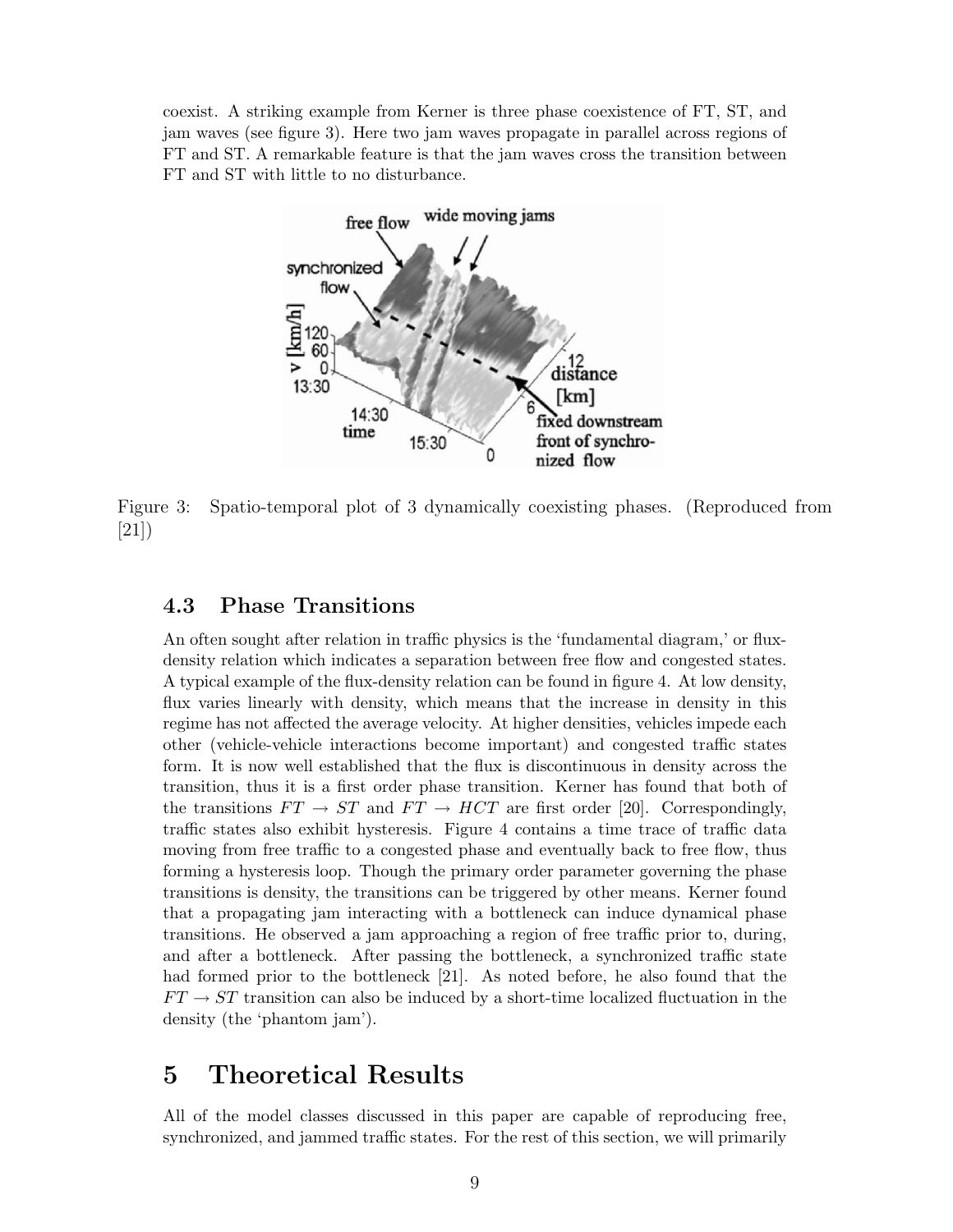coexist. A striking example from Kerner is three phase coexistence of FT, ST, and jam waves (see figure 3). Here two jam waves propagate in parallel across regions of FT and ST. A remarkable feature is that the jam waves cross the transition between FT and ST with little to no disturbance.

Figure 3: Spatio-temporal plot of 3 dynamically coexisting phases. (Reproduced from [21])

### 4.3 Phase Transitions

An often sought after relation in traffic physics is the 'fundamental diagram,' or flux-density relation which indicates a separation between free flow and congested states. A typical example of the flux-density relation can be found in figure 4. At low density, flux varies linearly with density, which means that the increase in density in this regime has not affected the average velocity. At higher densities, vehicles impede each other (vehicle-vehicle interactions become important) and congested traffic states form. It is now well established that the flux is discontinuous in density across the transition, thus it is a first order phase transition. Kerner has found that both of the transitions $FT \rightarrow ST$ and $FT \rightarrow HCT$ are first order [20]. Correspondingly, traffic states also exhibit hysteresis. Figure 4 contains a time trace of traffic data moving from free traffic to a congested phase and eventually back to free flow, thus forming a hysteresis loop. Though the primary order parameter governing the phase transitions is density, the transitions can be triggered by other means. Kerner found that a propagating jam interacting with a bottleneck can induce dynamical phase transitions. He observed a jam approaching a region of free traffic prior to, during, and after a bottleneck. After passing the bottleneck, a synchronized traffic state had formed prior to the bottleneck [21]. As noted before, he also found that the $FT \rightarrow ST$ transition can also be induced by a short-time localized fluctuation in the density (the 'phantom jam').

## 5 Theoretical Results

All of the model classes discussed in this paper are capable of reproducing free, synchronized, and jammed traffic states. For the rest of this section, we will primarily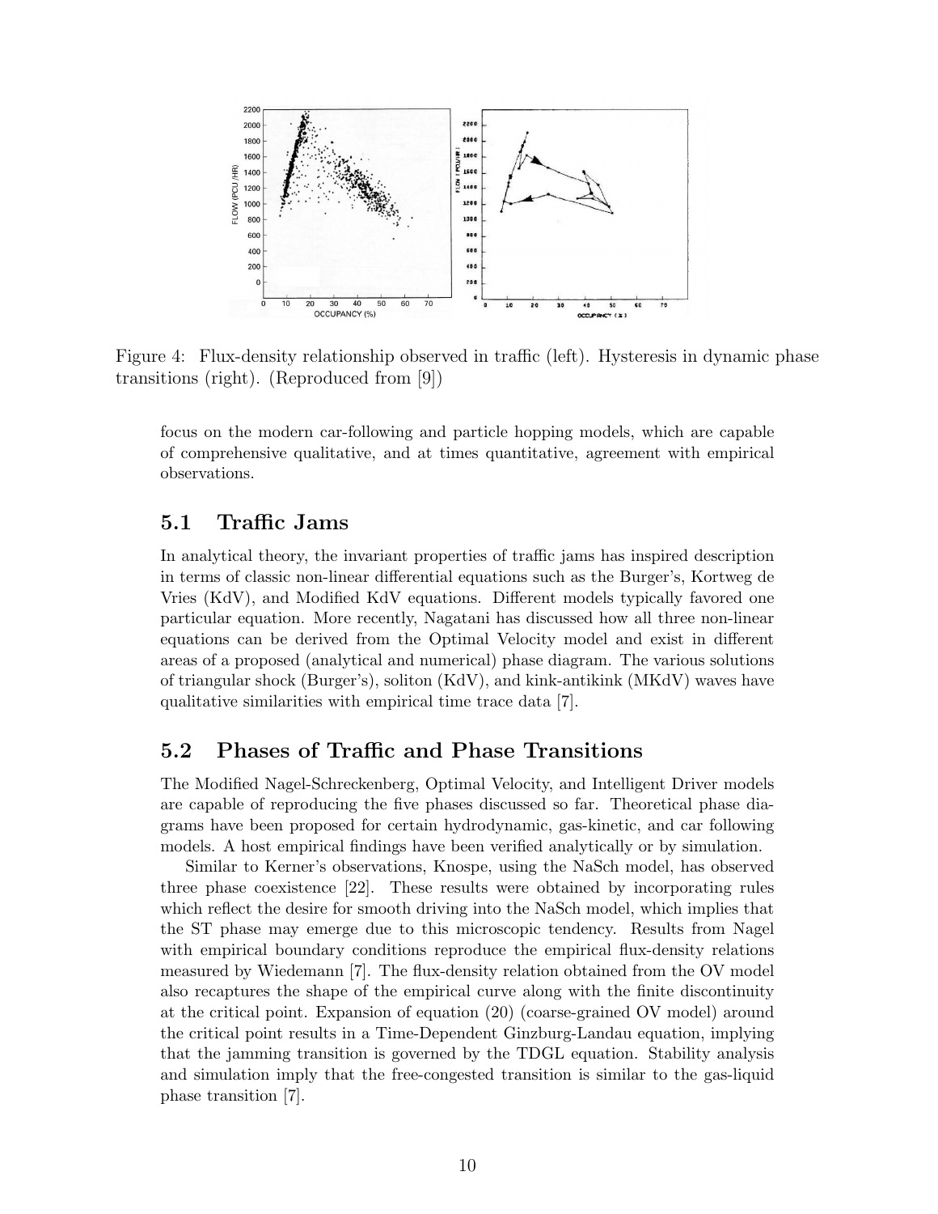Figure 4: Flux-density relationship observed in traffic (left). Hysteresis in dynamic phase transitions (right). (Reproduced from [9])

focus on the modern car-following and particle hopping models, which are capable of comprehensive qualitative, and at times quantitative, agreement with empirical observations.

## 5.1 Traffic Jams

In analytical theory, the invariant properties of traffic jams has inspired description in terms of classic non-linear differential equations such as the Burger's, Kortweg de Vries (KdV), and Modified KdV equations. Different models typically favored one particular equation. More recently, Nagatani has discussed how all three non-linear equations can be derived from the Optimal Velocity model and exist in different areas of a proposed (analytical and numerical) phase diagram. The various solutions of triangular shock (Burger's), soliton (KdV), and kink-antikink (MKdV) waves have qualitative similarities with empirical time trace data [7].

## 5.2 Phases of Traffic and Phase Transitions

The Modified Nagel-Schreckenberg, Optimal Velocity, and Intelligent Driver models are capable of reproducing the five phases discussed so far. Theoretical phase diagrams have been proposed for certain hydrodynamic, gas-kinetic, and car following models. A host empirical findings have been verified analytically or by simulation.

Similar to Kerner's observations, Knospe, using the NaSch model, has observed three phase coexistence [22]. These results were obtained by incorporating rules which reflect the desire for smooth driving into the NaSch model, which implies that the ST phase may emerge due to this microscopic tendency. Results from Nagel with empirical boundary conditions reproduce the empirical flux-density relations measured by Wiedemann [7]. The flux-density relation obtained from the OV model also recaptures the shape of the empirical curve along with the finite discontinuity at the critical point. Expansion of equation (20) (coarse-grained OV model) around the critical point results in a Time-Dependent Ginzburg-Landau equation, implying that the jamming transition is governed by the TDGL equation. Stability analysis and simulation imply that the free-congested transition is similar to the gas-liquid phase transition [7].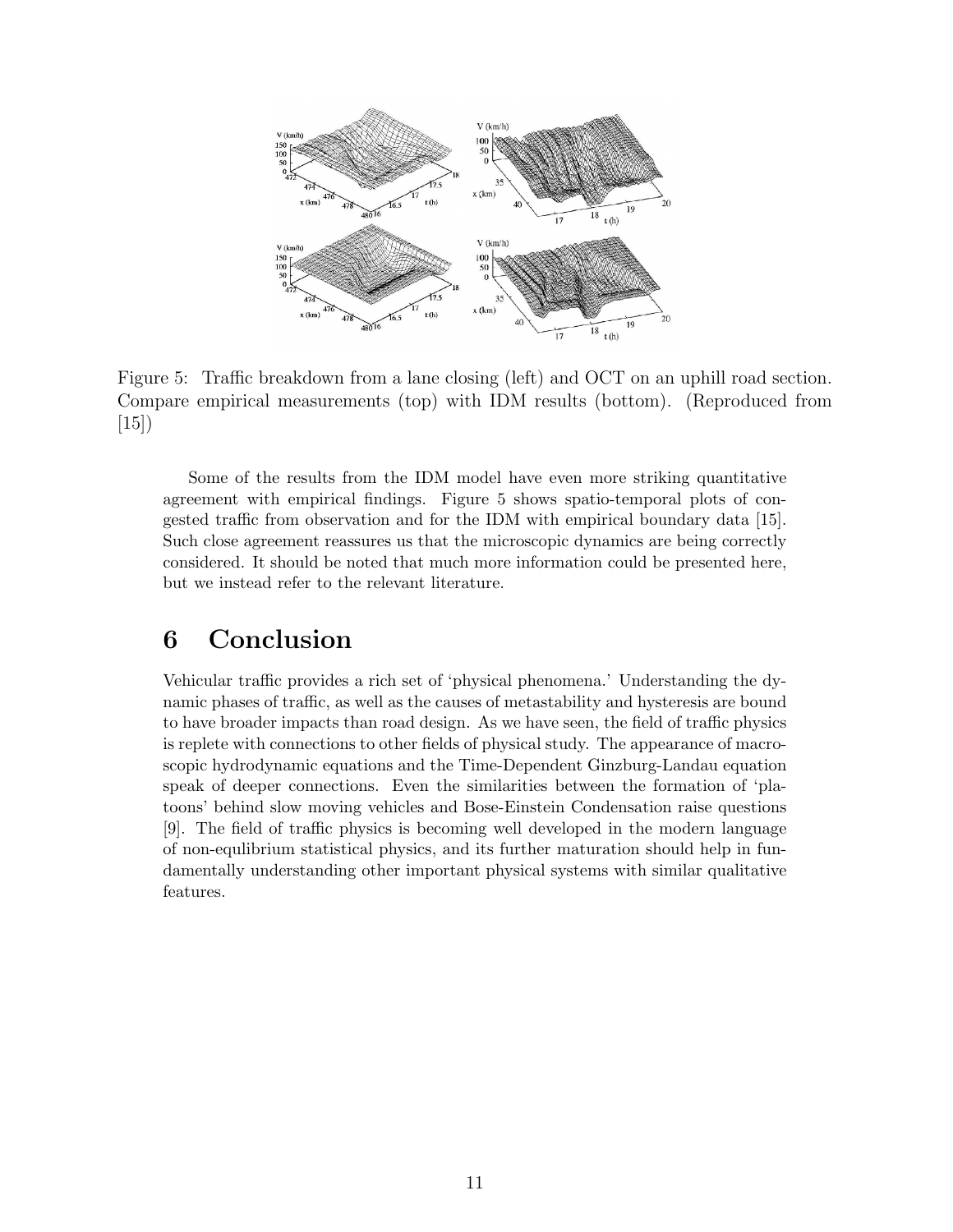Figure 5: Traffic breakdown from a lane closing (left) and OCT on an uphill road section. Compare empirical measurements (top) with IDM results (bottom). (Reproduced from [15])

Some of the results from the IDM model have even more striking quantitative agreement with empirical findings. Figure 5 shows spatio-temporal plots of congested traffic from observation and for the IDM with empirical boundary data [15]. Such close agreement reassures us that the microscopic dynamics are being correctly considered. It should be noted that much more information could be presented here, but we instead refer to the relevant literature.

## 6 Conclusion

Vehicular traffic provides a rich set of 'physical phenomena.' Understanding the dynamic phases of traffic, as well as the causes of metastability and hysteresis are bound to have broader impacts than road design. As we have seen, the field of traffic physics is replete with connections to other fields of physical study. The appearance of macroscopic hydrodynamic equations and the Time-Dependent Ginzburg-Landau equation speak of deeper connections. Even the similarities between the formation of 'platoons' behind slow moving vehicles and Bose-Einstein Condensation raise questions [9]. The field of traffic physics is becoming well developed in the modern language of non-equlibrium statistical physics, and its further maturation should help in fundamentally understanding other important physical systems with similar qualitative features.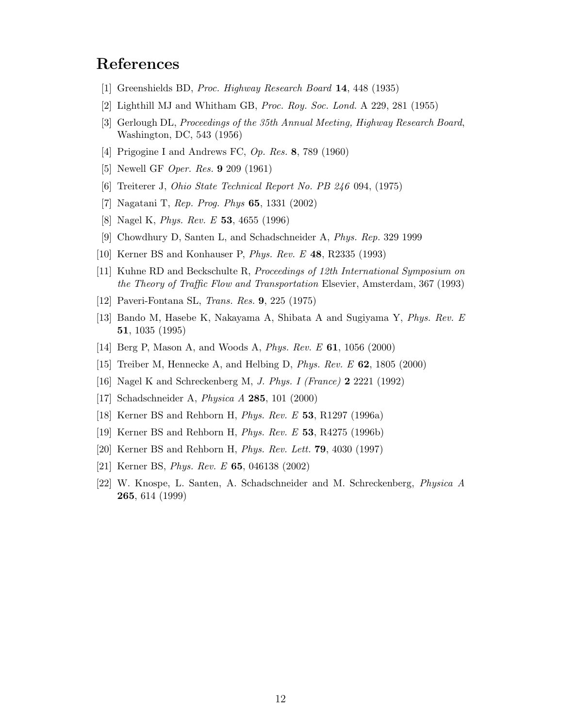# References

[1] Greenshields BD, *Proc. Highway Research Board* **14**, 448 (1935)

[2] Lighthill MJ and Whitham GB, *Proc. Roy. Soc. Lond.* A 229, 281 (1955)

[3] Gerlough DL, *Proceedings of the 35th Annual Meeting, Highway Research Board*, Washington, DC, 543 (1956)

[4] Prigogine I and Andrews FC, *Op. Res.* **8**, 789 (1960)

[5] Newell GF *Oper. Res.* **9** 209 (1961)

[6] Treiterer J, *Ohio State Technical Report No. PB 246* 094, (1975)

[7] Nagatani T, *Rep. Prog. Phys* **65**, 1331 (2002)

[8] Nagel K, *Phys. Rev. E* **53**, 4655 (1996)

[9] Chowdhury D, Santen L, and Schadschneider A, *Phys. Rep.* 329 1999

[10] Kerner BS and Konhauser P, *Phys. Rev. E* **48**, R2335 (1993)

[11] Kuhne RD and Beckschulte R, *Proceedings of 12th International Symposium on the Theory of Traffic Flow and Transportation* Elsevier, Amsterdam, 367 (1993)

[12] Paveri-Fontana SL, *Trans. Res.* **9**, 225 (1975)

[13] Bando M, Hasebe K, Nakayama A, Shibata A and Sugiyama Y, *Phys. Rev. E* **51**, 1035 (1995)

[14] Berg P, Mason A, and Woods A, *Phys. Rev. E* **61**, 1056 (2000)

[15] Treiber M, Hennecke A, and Helbing D, *Phys. Rev. E* **62**, 1805 (2000)

[16] Nagel K and Schreckenberg M, *J. Phys. I (France)* **2** 2221 (1992)

[17] Schadschneider A, *Physica A* **285**, 101 (2000)

[18] Kerner BS and Rehborn H, *Phys. Rev. E* **53**, R1297 (1996a)

[19] Kerner BS and Rehborn H, *Phys. Rev. E* **53**, R4275 (1996b)

[20] Kerner BS and Rehborn H, *Phys. Rev. Lett.* **79**, 4030 (1997)

[21] Kerner BS, *Phys. Rev. E* **65**, 046138 (2002)

[22] W. Knospe, L. Santen, A. Schadschneider and M. Schreckenberg, *Physica A* **265**, 614 (1999)